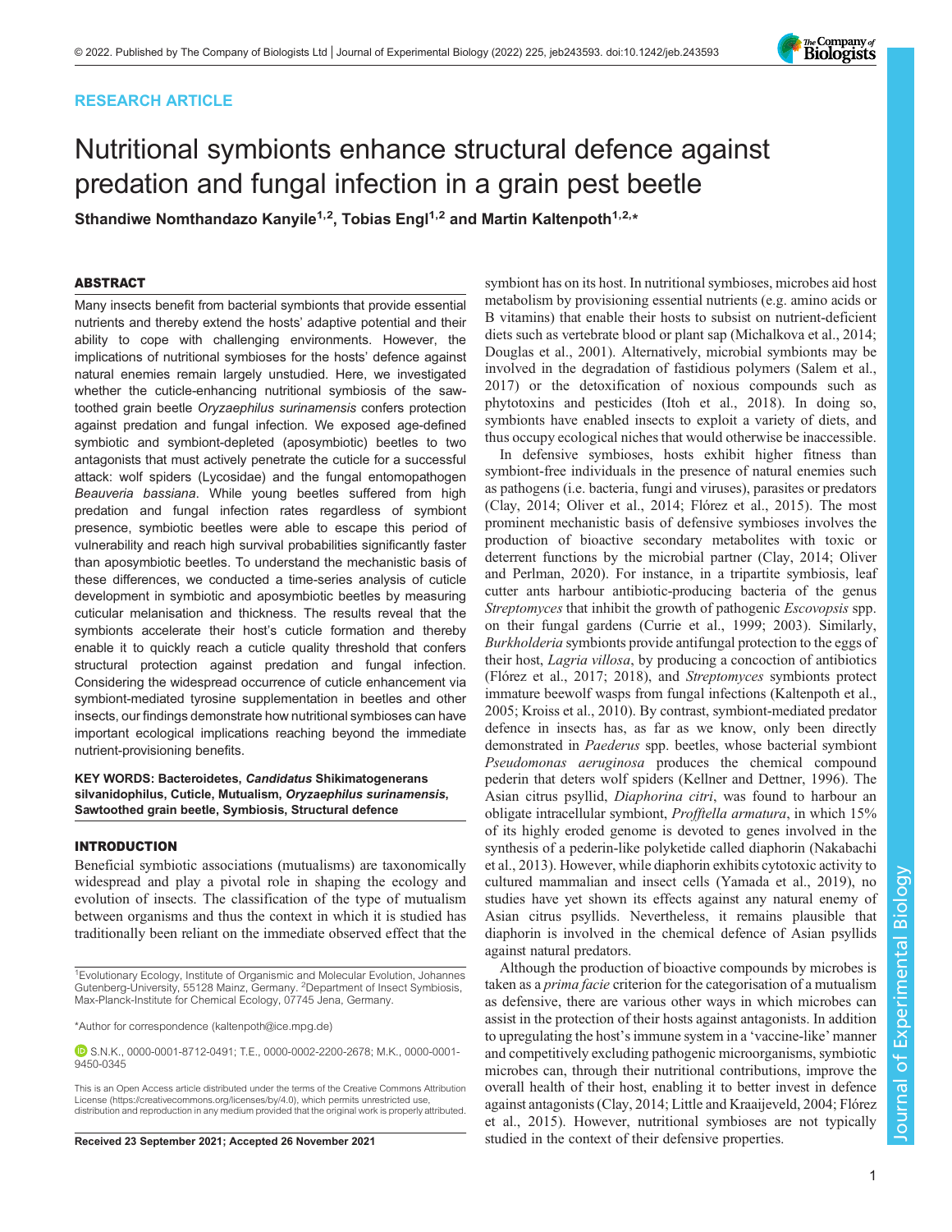RESEARCH ARTICLE

# Nutritional symbionts enhance structural defence against predation and fungal infection in a grain pest beetle

Sthandiwe Nomthandazo Kanyile[1,2], Tobias Engl[1,2] and Martin Kaltenpoth[1,2,*]

## ABSTRACT

Many insects benefit from bacterial symbionts that provide essential nutrients and thereby extend the hosts' adaptive potential and their ability to cope with challenging environments. However, the implications of nutritional symbioses for the hosts' defence against natural enemies remain largely unstudied. Here, we investigated whether the cuticle-enhancing nutritional symbiosis of the saw-toothed grain beetle *Oryzaephilus surinamensis* confers protection against predation and fungal infection. We exposed age-defined symbiotic and symbiont-depleted (aposymbiotic) beetles to two antagonists that must actively penetrate the cuticle for a successful attack: wolf spiders (Lycosidae) and the fungal entomopathogen *Beauveria bassiana*. While young beetles suffered from high predation and fungal infection rates regardless of symbiont presence, symbiotic beetles were able to escape this period of vulnerability and reach high survival probabilities significantly faster than aposymbiotic beetles. To understand the mechanistic basis of these differences, we conducted a time-series analysis of cuticle development in symbiotic and aposymbiotic beetles by measuring cuticular melanisation and thickness. The results reveal that the symbionts accelerate their host's cuticle formation and thereby enable it to quickly reach a cuticle quality threshold that confers structural protection against predation and fungal infection. Considering the widespread occurrence of cuticle enhancement via symbiont-mediated tyrosine supplementation in beetles and other insects, our findings demonstrate how nutritional symbioses can have important ecological implications reaching beyond the immediate nutrient-provisioning benefits.

**KEY WORDS: Bacteroidetes, *Candidatus* Shikimatogenerans silvanidophilus, Cuticle, Mutualism, *Oryzaephilus surinamensis*, Sawtoothed grain beetle, Symbiosis, Structural defence**

## INTRODUCTION

Beneficial symbiotic associations (mutualisms) are taxonomically widespread and play a pivotal role in shaping the ecology and evolution of insects. The classification of the type of mutualism between organisms and thus the context in which it is studied has traditionally been reliant on the immediate observed effect that the symbiont has on its host. In nutritional symbioses, microbes aid host metabolism by provisioning essential nutrients (e.g. amino acids or B vitamins) that enable their hosts to subsist on nutrient-deficient diets such as vertebrate blood or plant sap (Michalkova et al., 2014; Douglas et al., 2001). Alternatively, microbial symbionts may be involved in the degradation of fastidious polymers (Salem et al., 2017) or the detoxification of noxious compounds such as phytotoxins and pesticides (Itoh et al., 2018). In doing so, symbionts have enabled insects to exploit a variety of diets, and thus occupy ecological niches that would otherwise be inaccessible.

In defensive symbioses, hosts exhibit higher fitness than symbiont-free individuals in the presence of natural enemies such as pathogens (i.e. bacteria, fungi and viruses), parasites or predators (Clay, 2014; Oliver et al., 2014; Flórez et al., 2015). The most prominent mechanistic basis of defensive symbioses involves the production of bioactive secondary metabolites with toxic or deterrent functions by the microbial partner (Clay, 2014; Oliver and Perlman, 2020). For instance, in a tripartite symbiosis, leaf cutter ants harbour antibiotic-producing bacteria of the genus *Streptomyces* that inhibit the growth of pathogenic *Escovopsis* spp. on their fungal gardens (Currie et al., 1999; 2003). Similarly, *Burkholderia* symbionts provide antifungal protection to the eggs of their host, *Lagria villosa*, by producing a concoction of antibiotics (Flórez et al., 2017; 2018), and *Streptomyces* symbionts protect immature beewolf wasps from fungal infections (Kaltenpoth et al., 2005; Kroiss et al., 2010). By contrast, symbiont-mediated predator defence in insects has, as far as we know, only been directly demonstrated in *Paederus* spp. beetles, whose bacterial symbiont *Pseudomonas aeruginosa* produces the chemical compound pederin that deters wolf spiders (Kellner and Dettner, 1996). The Asian citrus psyllid, *Diaphorina citri*, was found to harbour an obligate intracellular symbiont, *Profftella armatura*, in which 15% of its highly eroded genome is devoted to genes involved in the synthesis of a pederin-like polyketide called diaphorin (Nakabachi et al., 2013). However, while diaphorin exhibits cytotoxic activity to cultured mammalian and insect cells (Yamada et al., 2019), no studies have yet shown its effects against any natural enemy of Asian citrus psyllids. Nevertheless, it remains plausible that diaphorin is involved in the chemical defence of Asian psyllids against natural predators.

Although the production of bioactive compounds by microbes is taken as a *prima facie* criterion for the categorisation of a mutualism as defensive, there are various other ways in which microbes can assist in the protection of their hosts against antagonists. In addition to upregulating the host's immune system in a 'vaccine-like' manner and competitively excluding pathogenic microorganisms, symbiotic microbes can, through their nutritional contributions, improve the overall health of their host, enabling it to better invest in defence against antagonists (Clay, 2014; Little and Kraaijeveld, 2004; Flórez et al., 2015). However, nutritional symbioses are not typically studied in the context of their defensive properties.

[1]Evolutionary Ecology, Institute of Organismic and Molecular Evolution, Johannes Gutenberg-University, 55128 Mainz, Germany. [2]Department of Insect Symbiosis, Max-Planck-Institute for Chemical Ecology, 07745 Jena, Germany.

*Author for correspondence (kaltenpoth@ice.mpg.de)

S.N.K., 0000-0001-8712-0491; T.E., 0000-0002-2200-2678; M.K., 0000-0001-9450-0345

This is an Open Access article distributed under the terms of the Creative Commons Attribution License (https://creativecommons.org/licenses/by/4.0), which permits unrestricted use, distribution and reproduction in any medium provided that the original work is properly attributed.

Received 23 September 2021; Accepted 26 November 2021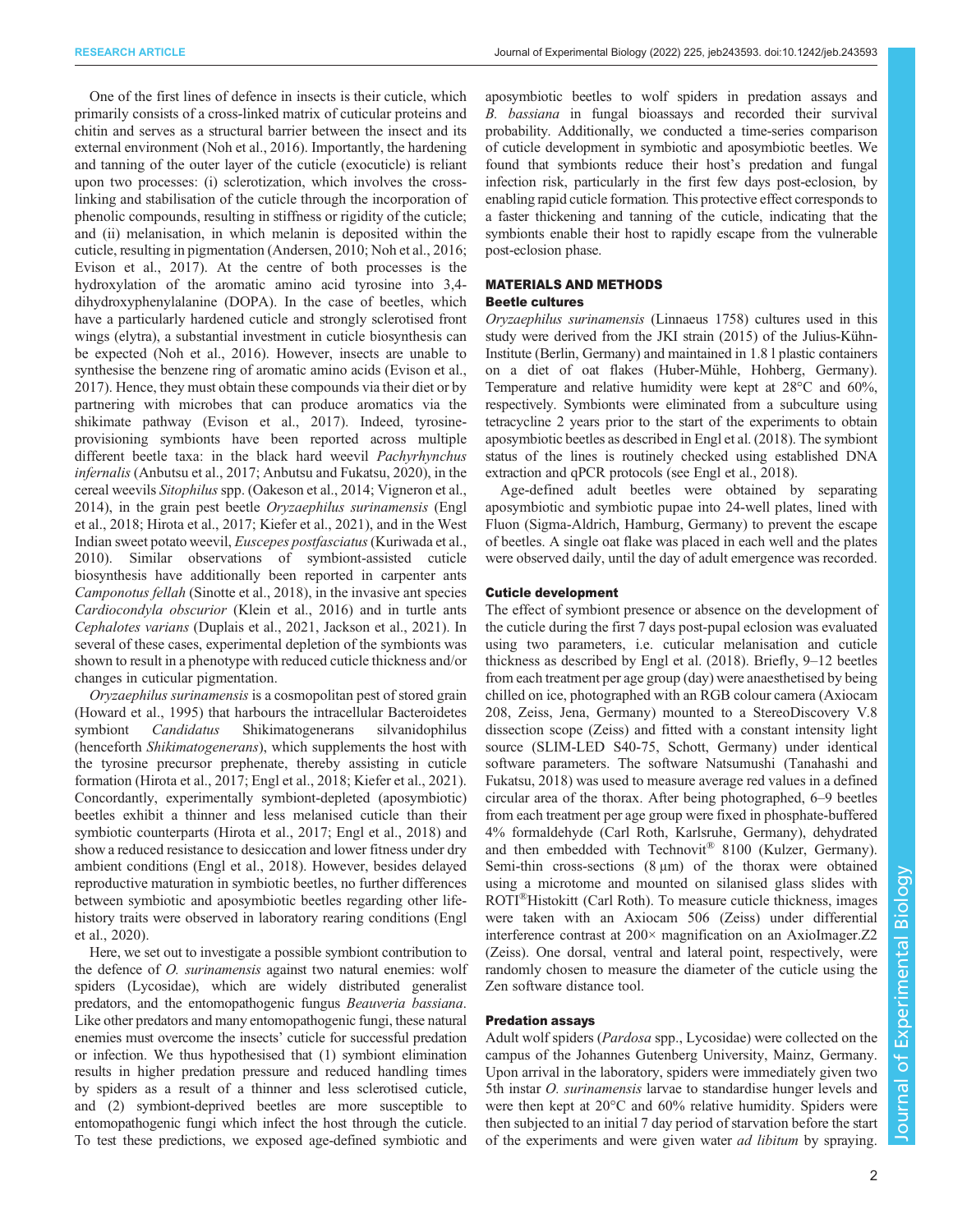One of the first lines of defence in insects is their cuticle, which primarily consists of a cross-linked matrix of cuticular proteins and chitin and serves as a structural barrier between the insect and its external environment (Noh et al., 2016). Importantly, the hardening and tanning of the outer layer of the cuticle (exocuticle) is reliant upon two processes: (i) sclerotization, which involves the cross-linking and stabilisation of the cuticle through the incorporation of phenolic compounds, resulting in stiffness or rigidity of the cuticle; and (ii) melanisation, in which melanin is deposited within the cuticle, resulting in pigmentation (Andersen, 2010; Noh et al., 2016; Evison et al., 2017). At the centre of both processes is the hydroxylation of the aromatic amino acid tyrosine into 3,4-dihydroxyphenylalanine (DOPA). In the case of beetles, which have a particularly hardened cuticle and strongly sclerotised front wings (elytra), a substantial investment in cuticle biosynthesis can be expected (Noh et al., 2016). However, insects are unable to synthesise the benzene ring of aromatic amino acids (Evison et al., 2017). Hence, they must obtain these compounds via their diet or by partnering with microbes that can produce aromatics via the shikimate pathway (Evison et al., 2017). Indeed, tyrosine-provisioning symbionts have been reported across multiple different beetle taxa: in the black hard weevil *Pachyrhynchus infernalis* (Anbutsu et al., 2017; Anbutsu and Fukatsu, 2020), in the cereal weevils *Sitophilus* spp. (Oakeson et al., 2014; Vigneron et al., 2014), in the grain pest beetle *Oryzaephilus surinamensis* (Engl et al., 2018; Hirota et al., 2017; Kiefer et al., 2021), and in the West Indian sweet potato weevil, *Euscepes postfasciatus* (Kuriwada et al., 2010). Similar observations of symbiont-assisted cuticle biosynthesis have additionally been reported in carpenter ants *Camponotus fellah* (Sinotte et al., 2018), in the invasive ant species *Cardiocondyla obscurior* (Klein et al., 2016) and in turtle ants *Cephalotes varians* (Duplais et al., 2021, Jackson et al., 2021). In several of these cases, experimental depletion of the symbionts was shown to result in a phenotype with reduced cuticle thickness and/or changes in cuticular pigmentation.

*Oryzaephilus surinamensis* is a cosmopolitan pest of stored grain (Howard et al., 1995) that harbours the intracellular Bacteroidetes symbiont *Candidatus* Shikimatogenerans silvanidophilus (henceforth *Shikimatogenerans*), which supplements the host with the tyrosine precursor prephenate, thereby assisting in cuticle formation (Hirota et al., 2017; Engl et al., 2018; Kiefer et al., 2021). Concordantly, experimentally symbiont-depleted (aposymbiotic) beetles exhibit a thinner and less melanised cuticle than their symbiotic counterparts (Hirota et al., 2017; Engl et al., 2018) and show a reduced resistance to desiccation and lower fitness under dry ambient conditions (Engl et al., 2018). However, besides delayed reproductive maturation in symbiotic beetles, no further differences between symbiotic and aposymbiotic beetles regarding other life-history traits were observed in laboratory rearing conditions (Engl et al., 2020).

Here, we set out to investigate a possible symbiont contribution to the defence of *O. surinamensis* against two natural enemies: wolf spiders (Lycosidae), which are widely distributed generalist predators, and the entomopathogenic fungus *Beauveria bassiana*. Like other predators and many entomopathogenic fungi, these natural enemies must overcome the insects' cuticle for successful predation or infection. We thus hypothesised that (1) symbiont elimination results in higher predation pressure and reduced handling times by spiders as a result of a thinner and less sclerotised cuticle, and (2) symbiont-deprived beetles are more susceptible to entomopathogenic fungi which infect the host through the cuticle. To test these predictions, we exposed age-defined symbiotic and aposymbiotic beetles to wolf spiders in predation assays and *B. bassiana* in fungal bioassays and recorded their survival probability. Additionally, we conducted a time-series comparison of cuticle development in symbiotic and aposymbiotic beetles. We found that symbionts reduce their host's predation and fungal infection risk, particularly in the first few days post-eclosion, by enabling rapid cuticle formation. This protective effect corresponds to a faster thickening and tanning of the cuticle, indicating that the symbionts enable their host to rapidly escape from the vulnerable post-eclosion phase.

## MATERIALS AND METHODS

### Beetle cultures

*Oryzaephilus surinamensis* (Linnaeus 1758) cultures used in this study were derived from the JKI strain (2015) of the Julius-Kühn-Institute (Berlin, Germany) and maintained in 1.8 l plastic containers on a diet of oat flakes (Huber-Mühle, Hohberg, Germany). Temperature and relative humidity were kept at 28°C and 60%, respectively. Symbionts were eliminated from a subculture using tetracycline 2 years prior to the start of the experiments to obtain aposymbiotic beetles as described in Engl et al. (2018). The symbiont status of the lines is routinely checked using established DNA extraction and qPCR protocols (see Engl et al., 2018).

Age-defined adult beetles were obtained by separating aposymbiotic and symbiotic pupae into 24-well plates, lined with Fluon (Sigma-Aldrich, Hamburg, Germany) to prevent the escape of beetles. A single oat flake was placed in each well and the plates were observed daily, until the day of adult emergence was recorded.

### Cuticle development

The effect of symbiont presence or absence on the development of the cuticle during the first 7 days post-pupal eclosion was evaluated using two parameters, i.e. cuticular melanisation and cuticle thickness as described by Engl et al. (2018). Briefly, 9–12 beetles from each treatment per age group (day) were anaesthetised by being chilled on ice, photographed with an RGB colour camera (Axiocam 208, Zeiss, Jena, Germany) mounted to a StereoDiscovery V.8 dissection scope (Zeiss) and fitted with a constant intensity light source (SLIM-LED S40-75, Schott, Germany) under identical software parameters. The software Natsumushi (Tanahashi and Fukatsu, 2018) was used to measure average red values in a defined circular area of the thorax. After being photographed, 6–9 beetles from each treatment per age group were fixed in phosphate-buffered 4% formaldehyde (Carl Roth, Karlsruhe, Germany), dehydrated and then embedded with Technovit® 8100 (Kulzer, Germany). Semi-thin cross-sections (8 µm) of the thorax were obtained using a microtome and mounted on silanised glass slides with ROTI®Histokitt (Carl Roth). To measure cuticle thickness, images were taken with an Axiocam 506 (Zeiss) under differential interference contrast at 200× magnification on an AxioImager.Z2 (Zeiss). One dorsal, ventral and lateral point, respectively, were randomly chosen to measure the diameter of the cuticle using the Zen software distance tool.

### Predation assays

Adult wolf spiders (*Pardosa* spp., Lycosidae) were collected on the campus of the Johannes Gutenberg University, Mainz, Germany. Upon arrival in the laboratory, spiders were immediately given two 5th instar *O. surinamensis* larvae to standardise hunger levels and were then kept at 20°C and 60% relative humidity. Spiders were then subjected to an initial 7 day period of starvation before the start of the experiments and were given water *ad libitum* by spraying.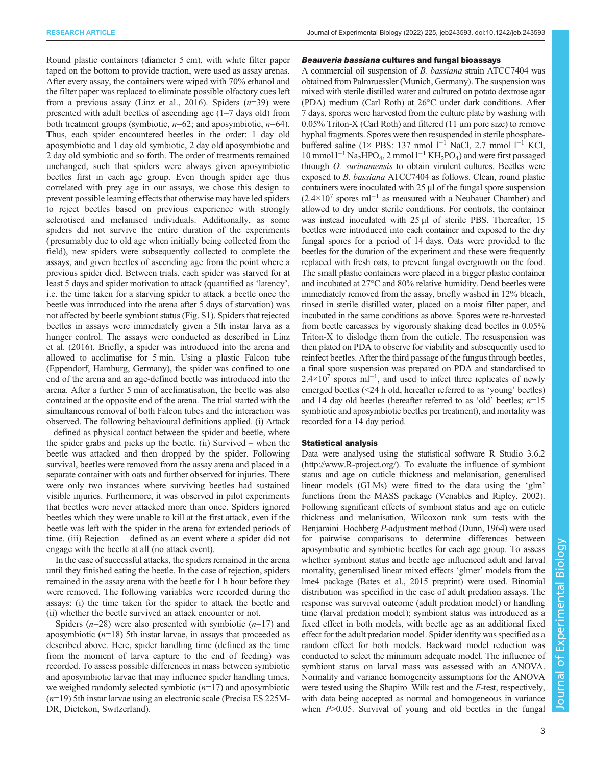Round plastic containers (diameter 5 cm), with white filter paper taped on the bottom to provide traction, were used as assay arenas. After every assay, the containers were wiped with 70% ethanol and the filter paper was replaced to eliminate possible olfactory cues left from a previous assay (Linz et al., 2016). Spiders ($n$=39) were presented with adult beetles of ascending age (1–7 days old) from both treatment groups (symbiotic, $n$=62; and aposymbiotic, $n$=64). Thus, each spider encountered beetles in the order: 1 day old aposymbiotic and 1 day old symbiotic, 2 day old aposymbiotic and 2 day old symbiotic and so forth. The order of treatments remained unchanged, such that spiders were always given aposymbiotic beetles first in each age group. Even though spider age thus correlated with prey age in our assays, we chose this design to prevent possible learning effects that otherwise may have led spiders to reject beetles based on previous experience with strongly sclerotised and melanised individuals. Additionally, as some spiders did not survive the entire duration of the experiments (presumably due to old age when initially being collected from the field), new spiders were subsequently collected to complete the assays, and given beetles of ascending age from the point where a previous spider died. Between trials, each spider was starved for at least 5 days and spider motivation to attack (quantified as 'latency', i.e. the time taken for a starving spider to attack a beetle once the beetle was introduced into the arena after 5 days of starvation) was not affected by beetle symbiont status (Fig. S1). Spiders that rejected beetles in assays were immediately given a 5th instar larva as a hunger control. The assays were conducted as described in Linz et al. (2016). Briefly, a spider was introduced into the arena and allowed to acclimatise for 5 min. Using a plastic Falcon tube (Eppendorf, Hamburg, Germany), the spider was confined to one end of the arena and an age-defined beetle was introduced into the arena. After a further 5 min of acclimatisation, the beetle was also contained at the opposite end of the arena. The trial started with the simultaneous removal of both Falcon tubes and the interaction was observed. The following behavioural definitions applied. (i) Attack – defined as physical contact between the spider and beetle, where the spider grabs and picks up the beetle. (ii) Survived – when the beetle was attacked and then dropped by the spider. Following survival, beetles were removed from the assay arena and placed in a separate container with oats and further observed for injuries. There were only two instances where surviving beetles had sustained visible injuries. Furthermore, it was observed in pilot experiments that beetles were never attacked more than once. Spiders ignored beetles which they were unable to kill at the first attack, even if the beetle was left with the spider in the arena for extended periods of time. (iii) Rejection – defined as an event where a spider did not engage with the beetle at all (no attack event).

In the case of successful attacks, the spiders remained in the arena until they finished eating the beetle. In the case of rejection, spiders remained in the assay arena with the beetle for 1 h hour before they were removed. The following variables were recorded during the assays: (i) the time taken for the spider to attack the beetle and (ii) whether the beetle survived an attack encounter or not.

Spiders ($n$=28) were also presented with symbiotic ($n$=17) and aposymbiotic ($n$=18) 5th instar larvae, in assays that proceeded as described above. Here, spider handling time (defined as the time from the moment of larva capture to the end of feeding) was recorded. To assess possible differences in mass between symbiotic and aposymbiotic larvae that may influence spider handling times, we weighed randomly selected symbiotic ($n$=17) and aposymbiotic ($n$=19) 5th instar larvae using an electronic scale (Precisa ES 225M-DR, Dietekon, Switzerland).

#### *Beauveria bassiana* cultures and fungal bioassays

A commercial oil suspension of *B. bassiana* strain ATCC7404 was obtained from Palmruessler (Munich, Germany). The suspension was mixed with sterile distilled water and cultured on potato dextrose agar (PDA) medium (Carl Roth) at 26°C under dark conditions. After 7 days, spores were harvested from the culture plate by washing with 0.05% Triton-X (Carl Roth) and filtered (11 µm pore size) to remove hyphal fragments. Spores were then resuspended in sterile phosphate-buffered saline (1× PBS: 137 nmol l$^{-1}$ NaCl, 2.7 mmol l$^{-1}$ KCl, 10 mmol l$^{-1}$ $Na_2HPO_4$, 2 mmol l$^{-1}$ $KH_2PO_4$) and were first passaged through *O. surinamensis* to obtain virulent cultures. Beetles were exposed to *B. bassiana* ATCC7404 as follows. Clean, round plastic containers were inoculated with 25 µl of the fungal spore suspension ($2.4\times10^7$ spores ml$^{-1}$ as measured with a Neubauer Chamber) and allowed to dry under sterile conditions. For controls, the container was instead inoculated with 25 µl of sterile PBS. Thereafter, 15 beetles were introduced into each container and exposed to the dry fungal spores for a period of 14 days. Oats were provided to the beetles for the duration of the experiment and these were frequently replaced with fresh oats, to prevent fungal overgrowth on the food. The small plastic containers were placed in a bigger plastic container and incubated at 27°C and 80% relative humidity. Dead beetles were immediately removed from the assay, briefly washed in 12% bleach, rinsed in sterile distilled water, placed on a moist filter paper, and incubated in the same conditions as above. Spores were re-harvested from beetle carcasses by vigorously shaking dead beetles in 0.05% Triton-X to dislodge them from the cuticle. The resuspension was then plated on PDA to observe for viability and subsequently used to reinfect beetles. After the third passage of the fungus through beetles, a final spore suspension was prepared on PDA and standardised to $2.4\times10^7$ spores ml$^{-1}$, and used to infect three replicates of newly emerged beetles (<24 h old, hereafter referred to as 'young' beetles) and 14 day old beetles (hereafter referred to as 'old' beetles; $n$=15 symbiotic and aposymbiotic beetles per treatment), and mortality was recorded for a 14 day period.

#### Statistical analysis

Data were analysed using the statistical software R Studio 3.6.2 (http://www.R-project.org/). To evaluate the influence of symbiont status and age on cuticle thickness and melanisation, generalised linear models (GLMs) were fitted to the data using the 'glm' functions from the MASS package (Venables and Ripley, 2002). Following significant effects of symbiont status and age on cuticle thickness and melanisation, Wilcoxon rank sum tests with the Benjamini–Hochberg $P$-adjustment method (Dunn, 1964) were used for pairwise comparisons to determine differences between aposymbiotic and symbiotic beetles for each age group. To assess whether symbiont status and beetle age influenced adult and larval mortality, generalised linear mixed effects 'glmer' models from the lme4 package (Bates et al., 2015 preprint) were used. Binomial distribution was specified in the case of adult predation assays. The response was survival outcome (adult predation model) or handling time (larval predation model); symbiont status was introduced as a fixed effect in both models, with beetle age as an additional fixed effect for the adult predation model. Spider identity was specified as a random effect for both models. Backward model reduction was conducted to select the minimum adequate model. The influence of symbiont status on larval mass was assessed with an ANOVA. Normality and variance homogeneity assumptions for the ANOVA were tested using the Shapiro–Wilk test and the $F$-test, respectively, with data being accepted as normal and homogeneous in variance when $P$>0.05. Survival of young and old beetles in the fungal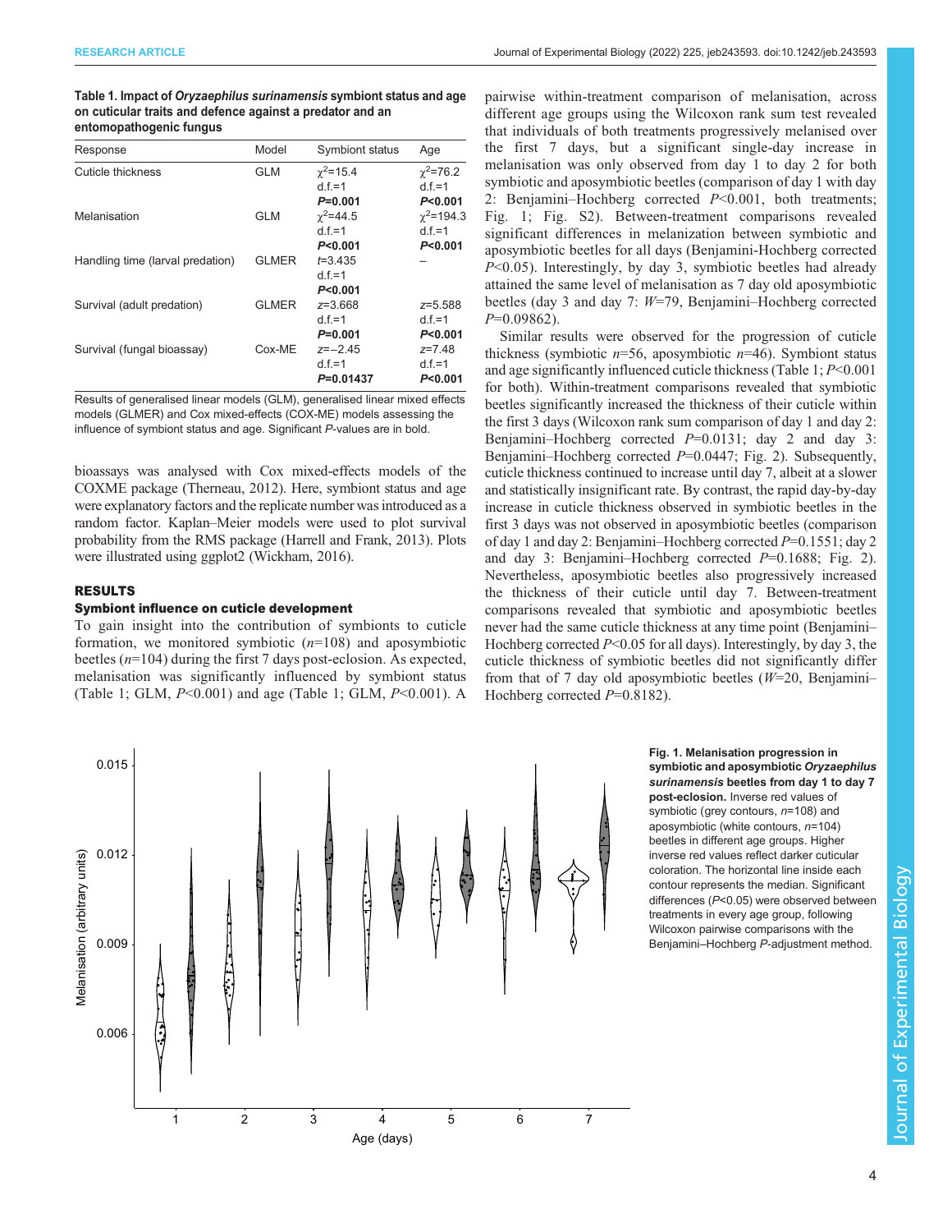**Table 1. Impact of *Oryzaephilus surinamensis* symbiont status and age on cuticular traits and defence against a predator and an entomopathogenic fungus**

| Response | Model | Symbiont status | Age |
|---|---|---|---|
| Cuticle thickness | GLM | $\chi^2$=15.4<br>d.f.=1<br>***P*=0.001** | $\chi^2$=76.2<br>d.f.=1<br>***P*<0.001** |
| Melanisation | GLM | $\chi^2$=44.5<br>d.f.=1<br>***P*<0.001** | $\chi^2$=194.3<br>d.f.=1<br>***P*<0.001** |
| Handling time (larval predation) | GLMER | *t*=3.435<br>d.f.=1<br>***P*<0.001** | – |
| Survival (adult predation) | GLMER | *z*=3.668<br>d.f.=1<br>***P*=0.001** | *z*=5.588<br>d.f.=1<br>***P*<0.001** |
| Survival (fungal bioassay) | Cox-ME | *z*=−2.45<br>d.f.=1<br>***P*=0.01437** | *z*=7.48<br>d.f.=1<br>***P*<0.001** |

Results of generalised linear models (GLM), generalised linear mixed effects models (GLMER) and Cox mixed-effects (COX-ME) models assessing the influence of symbiont status and age. Significant *P*-values are in bold.

bioassays was analysed with Cox mixed-effects models of the COXME package (Therneau, 2012). Here, symbiont status and age were explanatory factors and the replicate number was introduced as a random factor. Kaplan–Meier models were used to plot survival probability from the RMS package (Harrell and Frank, 2013). Plots were illustrated using ggplot2 (Wickham, 2016).

## RESULTS

### Symbiont influence on cuticle development

To gain insight into the contribution of symbionts to cuticle formation, we monitored symbiotic ($n$=108) and aposymbiotic beetles ($n$=104) during the first 7 days post-eclosion. As expected, melanisation was significantly influenced by symbiont status (Table 1; GLM, $P$<0.001) and age (Table 1; GLM, $P$<0.001). A pairwise within-treatment comparison of melanisation, across different age groups using the Wilcoxon rank sum test revealed that individuals of both treatments progressively melanised over the first 7 days, but a significant single-day increase in melanisation was only observed from day 1 to day 2 for both symbiotic and aposymbiotic beetles (comparison of day 1 with day 2: Benjamini–Hochberg corrected $P$<0.001, both treatments; Fig. 1; Fig. S2). Between-treatment comparisons revealed significant differences in melanization between symbiotic and aposymbiotic beetles for all days (Benjamini-Hochberg corrected $P$<0.05). Interestingly, by day 3, symbiotic beetles had already attained the same level of melanisation as 7 day old aposymbiotic beetles (day 3 and day 7: $W$=79, Benjamini–Hochberg corrected $P$=0.09862).

Similar results were observed for the progression of cuticle thickness (symbiotic $n$=56, aposymbiotic $n$=46). Symbiont status and age significantly influenced cuticle thickness (Table 1; $P$<0.001 for both). Within-treatment comparisons revealed that symbiotic beetles significantly increased the thickness of their cuticle within the first 3 days (Wilcoxon rank sum comparison of day 1 and day 2: Benjamini–Hochberg corrected $P$=0.0131; day 2 and day 3: Benjamini–Hochberg corrected $P$=0.0447; Fig. 2). Subsequently, cuticle thickness continued to increase until day 7, albeit at a slower and statistically insignificant rate. By contrast, the rapid day-by-day increase in cuticle thickness observed in symbiotic beetles in the first 3 days was not observed in aposymbiotic beetles (comparison of day 1 and day 2: Benjamini–Hochberg corrected $P$=0.1551; day 2 and day 3: Benjamini–Hochberg corrected $P$=0.1688; Fig. 2). Nevertheless, aposymbiotic beetles also progressively increased the thickness of their cuticle until day 7. Between-treatment comparisons revealed that symbiotic and aposymbiotic beetles never had the same cuticle thickness at any time point (Benjamini–Hochberg corrected $P$<0.05 for all days). Interestingly, by day 3, the cuticle thickness of symbiotic beetles did not significantly differ from that of 7 day old aposymbiotic beetles ($W$=20, Benjamini–Hochberg corrected $P$=0.8182).

**Fig. 1. Melanisation progression in symbiotic and aposymbiotic *Oryzaephilus surinamensis* beetles from day 1 to day 7 post-eclosion.** Inverse red values of symbiotic (grey contours, $n$=108) and aposymbiotic (white contours, $n$=104) beetles in different age groups. Higher inverse red values reflect darker cuticular coloration. The horizontal line inside each contour represents the median. Significant differences ($P$<0.05) were observed between treatments in every age group, following Wilcoxon pairwise comparisons with the Benjamini–Hochberg $P$-adjustment method.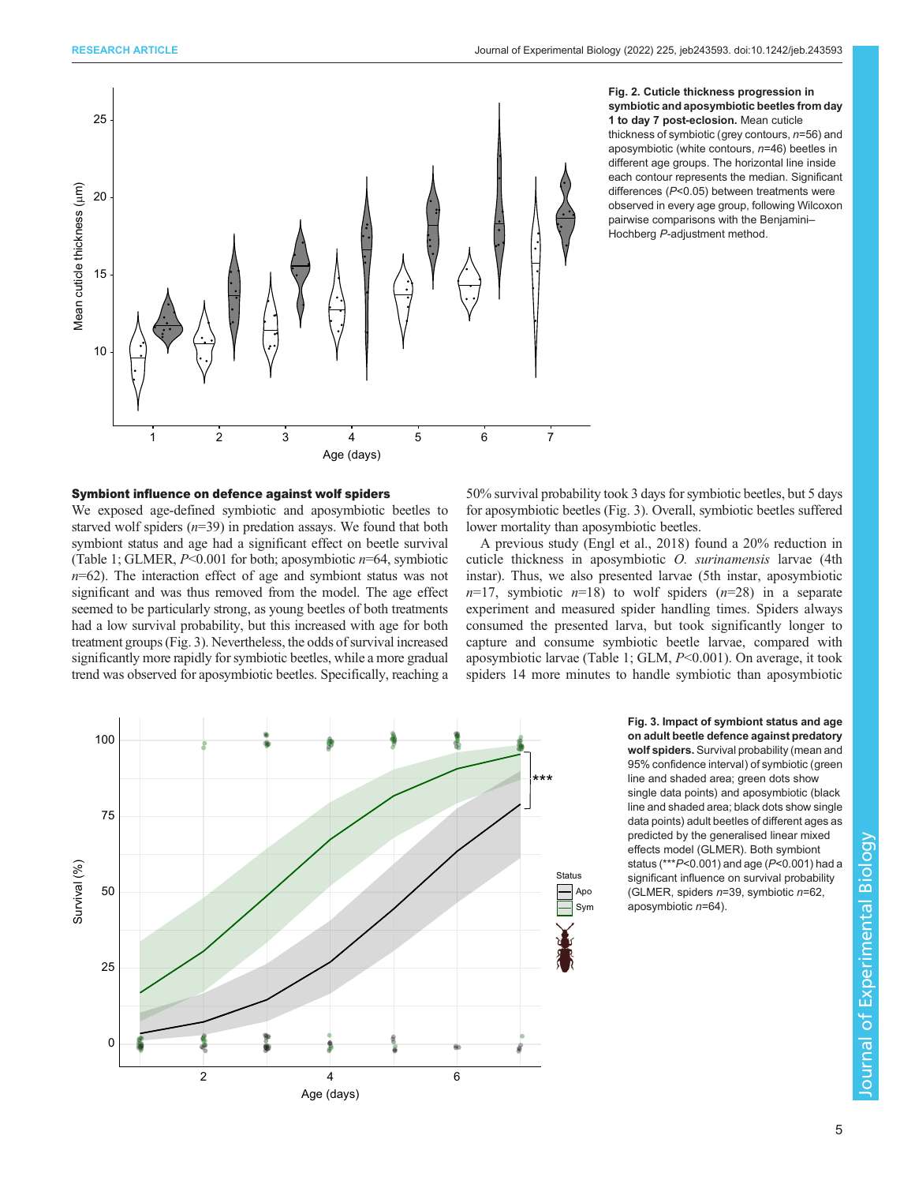Fig. 2. **Cuticle thickness progression in symbiotic and aposymbiotic beetles from day 1 to day 7 post-eclosion.** Mean cuticle thickness of symbiotic (grey contours, $n$=56) and aposymbiotic (white contours, $n$=46) beetles in different age groups. The horizontal line inside each contour represents the median. Significant differences ($P$<0.05) between treatments were observed in every age group, following Wilcoxon pairwise comparisons with the Benjamini–Hochberg $P$-adjustment method.

### Symbiont influence on defence against wolf spiders

We exposed age-defined symbiotic and aposymbiotic beetles to starved wolf spiders ($n$=39) in predation assays. We found that both symbiont status and age had a significant effect on beetle survival (Table 1; GLMER, $P$<0.001 for both; aposymbiotic $n$=64, symbiotic $n$=62). The interaction effect of age and symbiont status was not significant and was thus removed from the model. The age effect seemed to be particularly strong, as young beetles of both treatments had a low survival probability, but this increased with age for both treatment groups (Fig. 3). Nevertheless, the odds of survival increased significantly more rapidly for symbiotic beetles, while a more gradual trend was observed for aposymbiotic beetles. Specifically, reaching a 50% survival probability took 3 days for symbiotic beetles, but 5 days for aposymbiotic beetles (Fig. 3). Overall, symbiotic beetles suffered lower mortality than aposymbiotic beetles.

A previous study (Engl et al., 2018) found a 20% reduction in cuticle thickness in aposymbiotic *O. surinamensis* larvae (4th instar). Thus, we also presented larvae (5th instar, aposymbiotic $n$=17, symbiotic $n$=18) to wolf spiders ($n$=28) in a separate experiment and measured spider handling times. Spiders always consumed the presented larva, but took significantly longer to capture and consume symbiotic beetle larvae, compared with aposymbiotic larvae (Table 1; GLM, $P$<0.001). On average, it took spiders 14 more minutes to handle symbiotic than aposymbiotic

Fig. 3. **Impact of symbiont status and age on adult beetle defence against predatory wolf spiders.** Survival probability (mean and 95% confidence interval) of symbiotic (green line and shaded area; green dots show single data points) and aposymbiotic (black line and shaded area; black dots show single data points) adult beetles of different ages as predicted by the generalised linear mixed effects model (GLMER). Both symbiont status (***$P$<0.001) and age ($P$<0.001) had a significant influence on survival probability (GLMER, spiders $n$=39, symbiotic $n$=62, aposymbiotic $n$=64).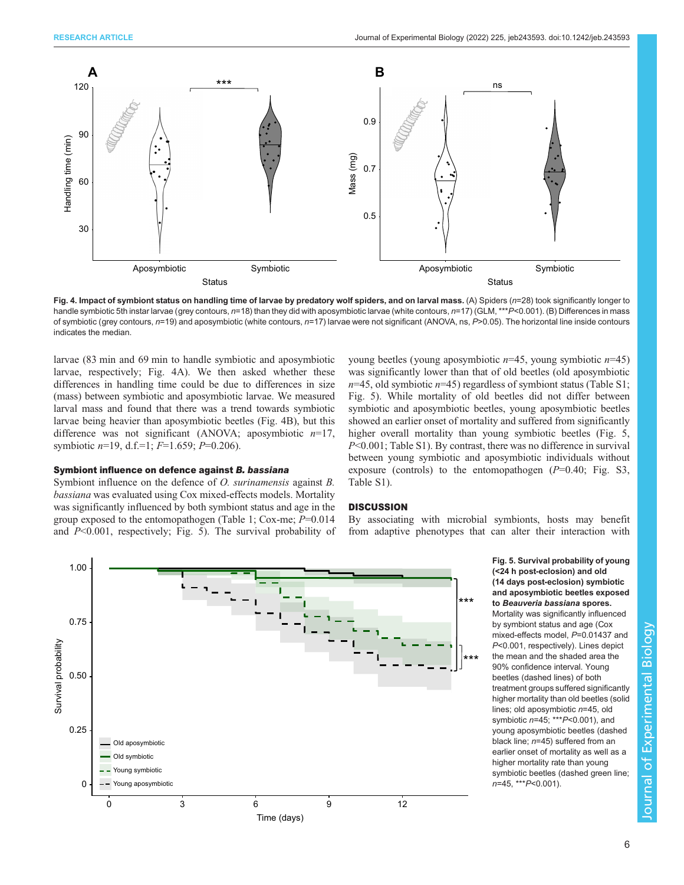**Fig. 4. Impact of symbiont status on handling time of larvae by predatory wolf spiders, and on larval mass.** (A) Spiders ($n$=28) took significantly longer to handle symbiotic 5th instar larvae (grey contours, $n$=18) than they did with aposymbiotic larvae (white contours, $n$=17) (GLM, ***$P$<0.001). (B) Differences in mass of symbiotic (grey contours, $n$=19) and aposymbiotic (white contours, $n$=17) larvae were not significant (ANOVA, ns, $P$>0.05). The horizontal line inside contours indicates the median.

larvae (83 min and 69 min to handle symbiotic and aposymbiotic larvae, respectively; Fig. 4A). We then asked whether these differences in handling time could be due to differences in size (mass) between symbiotic and aposymbiotic larvae. We measured larval mass and found that there was a trend towards symbiotic larvae being heavier than aposymbiotic beetles (Fig. 4B), but this difference was not significant (ANOVA; aposymbiotic $n$=17, symbiotic $n$=19, d.f.=1; $F$=1.659; $P$=0.206).

### Symbiont influence on defence against *B. bassiana*

Symbiont influence on the defence of *O. surinamensis* against *B. bassiana* was evaluated using Cox mixed-effects models. Mortality was significantly influenced by both symbiont status and age in the group exposed to the entomopathogen (Table 1; Cox-me; $P$=0.014 and $P$<0.001, respectively; Fig. 5). The survival probability of young beetles (young aposymbiotic $n$=45, young symbiotic $n$=45) was significantly lower than that of old beetles (old aposymbiotic $n$=45, old symbiotic $n$=45) regardless of symbiont status (Table S1; Fig. 5). While mortality of old beetles did not differ between symbiotic and aposymbiotic beetles, young aposymbiotic beetles showed an earlier onset of mortality and suffered from significantly higher overall mortality than young symbiotic beetles (Fig. 5, $P$<0.001; Table S1). By contrast, there was no difference in survival between young symbiotic and aposymbiotic individuals without exposure (controls) to the entomopathogen ($P$=0.40; Fig. S3, Table S1).

## DISCUSSION

By associating with microbial symbionts, hosts may benefit from adaptive phenotypes that can alter their interaction with

**Fig. 5. Survival probability of young (<24 h post-eclosion) and old (14 days post-eclosion) symbiotic and aposymbiotic beetles exposed to *Beauveria bassiana* spores.** Mortality was significantly influenced by symbiont status and age (Cox mixed-effects model, $P$=0.01437 and $P$<0.001, respectively). Lines depict the mean and the shaded area the 90% confidence interval. Young beetles (dashed lines) of both treatment groups suffered significantly higher mortality than old beetles (solid lines; old aposymbiotic $n$=45, old symbiotic $n$=45; ***$P$<0.001), and young aposymbiotic beetles (dashed black line; $n$=45) suffered from an earlier onset of mortality as well as a higher mortality rate than young symbiotic beetles (dashed green line; $n$=45, ***$P$<0.001).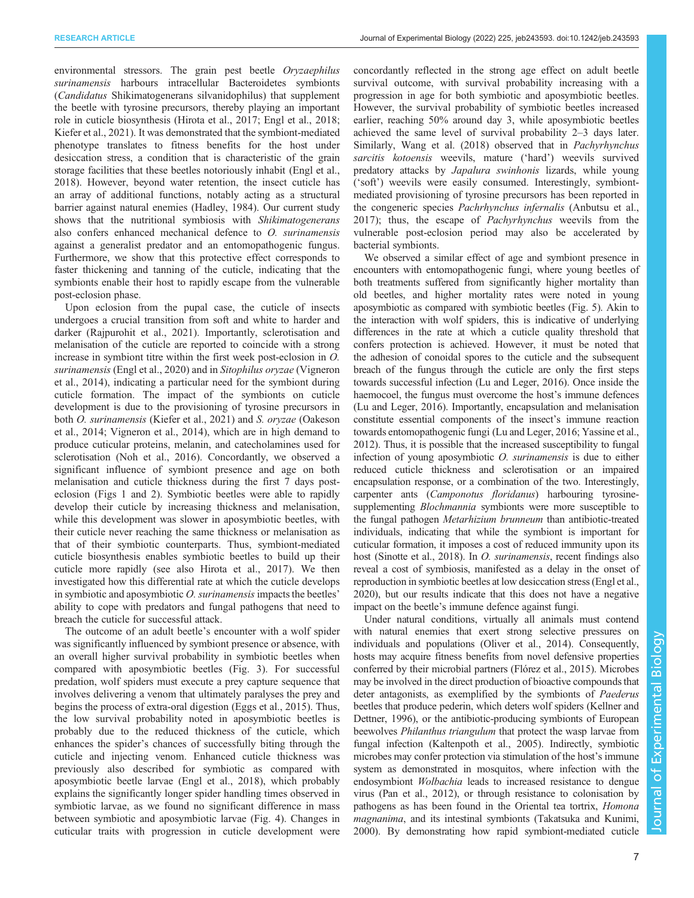environmental stressors. The grain pest beetle *Oryzaephilus surinamensis* harbours intracellular Bacteroidetes symbionts (*Candidatus* Shikimatogenerans silvanidophilus) that supplement the beetle with tyrosine precursors, thereby playing an important role in cuticle biosynthesis (Hirota et al., 2017; Engl et al., 2018; Kiefer et al., 2021). It was demonstrated that the symbiont-mediated phenotype translates to fitness benefits for the host under desiccation stress, a condition that is characteristic of the grain storage facilities that these beetles notoriously inhabit (Engl et al., 2018). However, beyond water retention, the insect cuticle has an array of additional functions, notably acting as a structural barrier against natural enemies (Hadley, 1984). Our current study shows that the nutritional symbiosis with *Shikimatogenerans* also confers enhanced mechanical defence to *O. surinamensis* against a generalist predator and an entomopathogenic fungus. Furthermore, we show that this protective effect corresponds to faster thickening and tanning of the cuticle, indicating that the symbionts enable their host to rapidly escape from the vulnerable post-eclosion phase.

Upon eclosion from the pupal case, the cuticle of insects undergoes a crucial transition from soft and white to harder and darker (Rajpurohit et al., 2021). Importantly, sclerotisation and melanisation of the cuticle are reported to coincide with a strong increase in symbiont titre within the first week post-eclosion in *O. surinamensis* (Engl et al., 2020) and in *Sitophilus oryzae* (Vigneron et al., 2014), indicating a particular need for the symbiont during cuticle formation. The impact of the symbionts on cuticle development is due to the provisioning of tyrosine precursors in both *O. surinamensis* (Kiefer et al., 2021) and *S. oryzae* (Oakeson et al., 2014; Vigneron et al., 2014), which are in high demand to produce cuticular proteins, melanin, and catecholamines used for sclerotisation (Noh et al., 2016). Concordantly, we observed a significant influence of symbiont presence and age on both melanisation and cuticle thickness during the first 7 days post-eclosion (Figs 1 and 2). Symbiotic beetles were able to rapidly develop their cuticle by increasing thickness and melanisation, while this development was slower in aposymbiotic beetles, with their cuticle never reaching the same thickness or melanisation as that of their symbiotic counterparts. Thus, symbiont-mediated cuticle biosynthesis enables symbiotic beetles to build up their cuticle more rapidly (see also Hirota et al., 2017). We then investigated how this differential rate at which the cuticle develops in symbiotic and aposymbiotic *O. surinamensis* impacts the beetles' ability to cope with predators and fungal pathogens that need to breach the cuticle for successful attack.

The outcome of an adult beetle's encounter with a wolf spider was significantly influenced by symbiont presence or absence, with an overall higher survival probability in symbiotic beetles when compared with aposymbiotic beetles (Fig. 3). For successful predation, wolf spiders must execute a prey capture sequence that involves delivering a venom that ultimately paralyses the prey and begins the process of extra-oral digestion (Eggs et al., 2015). Thus, the low survival probability noted in aposymbiotic beetles is probably due to the reduced thickness of the cuticle, which enhances the spider's chances of successfully biting through the cuticle and injecting venom. Enhanced cuticle thickness was previously also described for symbiotic as compared with aposymbiotic beetle larvae (Engl et al., 2018), which probably explains the significantly longer spider handling times observed in symbiotic larvae, as we found no significant difference in mass between symbiotic and aposymbiotic larvae (Fig. 4). Changes in cuticular traits with progression in cuticle development were concordantly reflected in the strong age effect on adult beetle survival outcome, with survival probability increasing with a progression in age for both symbiotic and aposymbiotic beetles. However, the survival probability of symbiotic beetles increased earlier, reaching 50% around day 3, while aposymbiotic beetles achieved the same level of survival probability 2–3 days later. Similarly, Wang et al. (2018) observed that in *Pachyrhynchus sarcitis kotoensis* weevils, mature ('hard') weevils survived predatory attacks by *Japalura swinhonis* lizards, while young ('soft') weevils were easily consumed. Interestingly, symbiont-mediated provisioning of tyrosine precursors has been reported in the congeneric species *Pachrhynchus infernalis* (Anbutsu et al., 2017); thus, the escape of *Pachyrhynchus* weevils from the vulnerable post-eclosion period may also be accelerated by bacterial symbionts.

We observed a similar effect of age and symbiont presence in encounters with entomopathogenic fungi, where young beetles of both treatments suffered from significantly higher mortality than old beetles, and higher mortality rates were noted in young aposymbiotic as compared with symbiotic beetles (Fig. 5). Akin to the interaction with wolf spiders, this is indicative of underlying differences in the rate at which a cuticle quality threshold that confers protection is achieved. However, it must be noted that the adhesion of conoidal spores to the cuticle and the subsequent breach of the fungus through the cuticle are only the first steps towards successful infection (Lu and Leger, 2016). Once inside the haemocoel, the fungus must overcome the host's immune defences (Lu and Leger, 2016). Importantly, encapsulation and melanisation constitute essential components of the insect's immune reaction towards entomopathogenic fungi (Lu and Leger, 2016; Yassine et al., 2012). Thus, it is possible that the increased susceptibility to fungal infection of young aposymbiotic *O. surinamensis* is due to either reduced cuticle thickness and sclerotisation or an impaired encapsulation response, or a combination of the two. Interestingly, carpenter ants (*Camponotus floridanus*) harbouring tyrosine-supplementing *Blochmannia* symbionts were more susceptible to the fungal pathogen *Metarhizium brunneum* than antibiotic-treated individuals, indicating that while the symbiont is important for cuticular formation, it imposes a cost of reduced immunity upon its host (Sinotte et al., 2018). In *O. surinamensis*, recent findings also reveal a cost of symbiosis, manifested as a delay in the onset of reproduction in symbiotic beetles at low desiccation stress (Engl et al., 2020), but our results indicate that this does not have a negative impact on the beetle's immune defence against fungi.

Under natural conditions, virtually all animals must contend with natural enemies that exert strong selective pressures on individuals and populations (Oliver et al., 2014). Consequently, hosts may acquire fitness benefits from novel defensive properties conferred by their microbial partners (Flórez et al., 2015). Microbes may be involved in the direct production of bioactive compounds that deter antagonists, as exemplified by the symbionts of *Paederus* beetles that produce pederin, which deters wolf spiders (Kellner and Dettner, 1996), or the antibiotic-producing symbionts of European beewolves *Philanthus triangulum* that protect the wasp larvae from fungal infection (Kaltenpoth et al., 2005). Indirectly, symbiotic microbes may confer protection via stimulation of the host's immune system as demonstrated in mosquitos, where infection with the endosymbiont *Wolbachia* leads to increased resistance to dengue virus (Pan et al., 2012), or through resistance to colonisation by pathogens as has been found in the Oriental tea tortrix, *Homona magnanima*, and its intestinal symbionts (Takatsuka and Kunimi, 2000). By demonstrating how rapid symbiont-mediated cuticle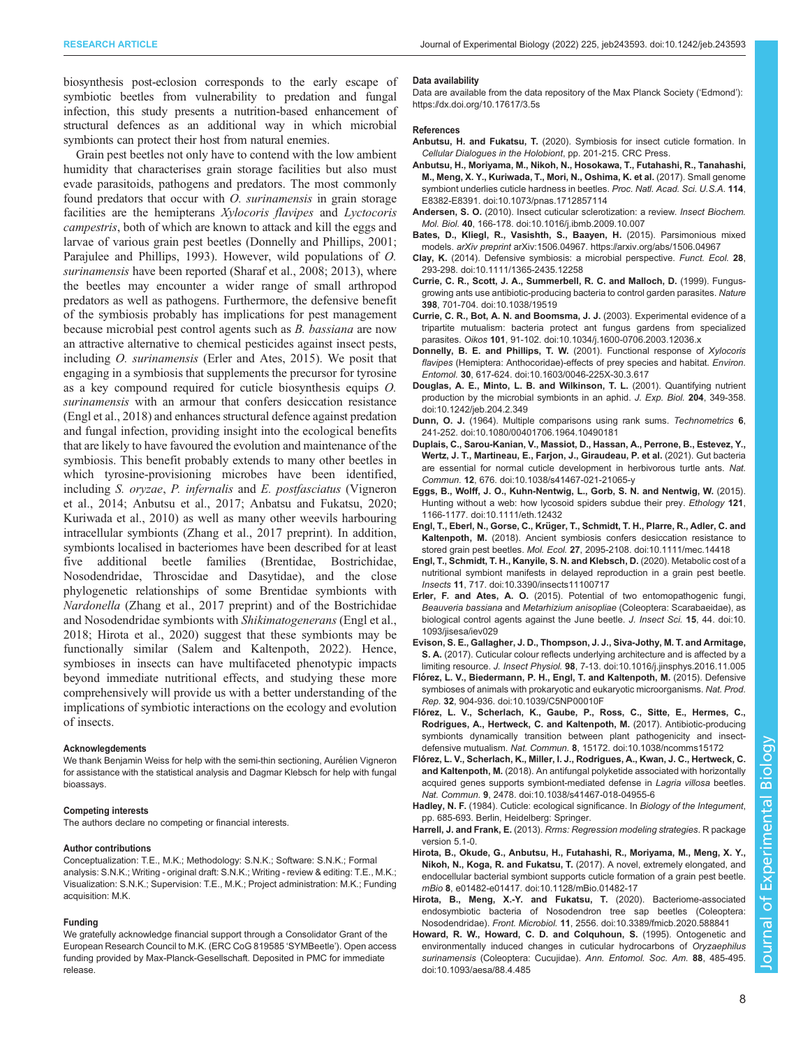biosynthesis post-eclosion corresponds to the early escape of symbiotic beetles from vulnerability to predation and fungal infection, this study presents a nutrition-based enhancement of structural defences as an additional way in which microbial symbionts can protect their host from natural enemies.

Grain pest beetles not only have to contend with the low ambient humidity that characterises grain storage facilities but also must evade parasitoids, pathogens and predators. The most commonly found predators that occur with *O. surinamensis* in grain storage facilities are the hemipterans *Xylocoris flavipes* and *Lyctocoris campestris*, both of which are known to attack and kill the eggs and larvae of various grain pest beetles (Donnelly and Phillips, 2001; Parajulee and Phillips, 1993). However, wild populations of *O. surinamensis* have been reported (Sharaf et al., 2008; 2013), where the beetles may encounter a wider range of small arthropod predators as well as pathogens. Furthermore, the defensive benefit of the symbiosis probably has implications for pest management because microbial pest control agents such as *B. bassiana* are now an attractive alternative to chemical pesticides against insect pests, including *O. surinamensis* (Erler and Ates, 2015). We posit that engaging in a symbiosis that supplements the precursor for cuticle biosynthesis as a key compound required for cuticle biosynthesis equips *O. surinamensis* with an armour that confers desiccation resistance (Engl et al., 2018) and enhances structural defence against predation and fungal infection, providing insight into the ecological benefits that are likely to have favoured the evolution and maintenance of the symbiosis. This benefit probably extends to many other beetles in which tyrosine-provisioning microbes have been identified, including *S. oryzae*, *P. infernalis* and *E. postfasciatus* (Vigneron et al., 2014; Anbutsu et al., 2017; Anbatsu and Fukatsu, 2020; Kuriwada et al., 2010) as well as many other weevils harbouring intracellular symbionts (Zhang et al., 2017 preprint). In addition, symbionts localised in bacteriomes have been described for at least five additional beetle families (Brentidae, Bostrichidae, Nosodendridae, Throscidae and Dasytidae), and the close phylogenetic relationships of some Brentidae symbionts with *Nardonella* (Zhang et al., 2017 preprint) and of the Bostrichidae and Nosodendridae symbionts with *Shikimatogenerans* (Engl et al., 2018; Hirota et al., 2020) suggest that these symbionts may be functionally similar (Salem and Kaltenpoth, 2022). Hence, symbioses in insects can have multifaceted phenotypic impacts beyond immediate nutritional effects, and studying these more comprehensively will provide us with a better understanding of the implications of symbiotic interactions on the ecology and evolution of insects.

#### Acknowledgements
We thank Benjamin Weiss for help with the semi-thin sectioning, Aurélien Vigneron for assistance with the statistical analysis and Dagmar Klebsch for help with fungal bioassays.

#### Competing interests
The authors declare no competing or financial interests.

#### Author contributions
Conceptualization: T.E., M.K.; Methodology: S.N.K.; Software: S.N.K.; Formal analysis: S.N.K.; Writing - original draft: S.N.K.; Writing - review & editing: T.E., M.K.; Visualization: S.N.K.; Supervision: T.E., M.K.; Project administration: M.K.; Funding acquisition: M.K.

#### Funding
We gratefully acknowledge financial support through a Consolidator Grant of the European Research Council to M.K. (ERC CoG 819585 'SYMBeetle'). Open access funding provided by Max-Planck-Gesellschaft. Deposited in PMC for immediate release.

#### Data availability
Data are available from the data repository of the Max Planck Society ('Edmond'): https://dx.doi.org/10.17617/3.5s

#### References

**Anbutsu, H. and Fukatsu, T.** (2020). Symbiosis for insect cuticle formation. In *Cellular Dialogues in the Holobiont*, pp. 201-215. CRC Press.

**Anbutsu, H., Moriyama, M., Nikoh, N., Hosokawa, T., Futahashi, R., Tanahashi, M., Meng, X. Y., Kuriwada, T., Mori, N., Oshima, K. et al.** (2017). Small genome symbiont underlies cuticle hardness in beetles. *Proc. Natl. Acad. Sci. U.S.A.* **114**, E8382-E8391. doi:10.1073/pnas.1712857114

**Andersen, S. O.** (2010). Insect cuticular sclerotization: a review. *Insect Biochem. Mol. Biol.* **40**, 166-178. doi:10.1016/j.ibmb.2009.10.007

**Bates, D., Kliegl, R., Vasishth, S., Baayen, H.** (2015). Parsimonious mixed models. *arXiv preprint* arXiv:1506.04967. https://arxiv.org/abs/1506.04967

**Clay, K.** (2014). Defensive symbiosis: a microbial perspective. *Funct. Ecol.* **28**, 293-298. doi:10.1111/1365-2435.12258

**Currie, C. R., Scott, J. A., Summerbell, R. C. and Malloch, D.** (1999). Fungus-growing ants use antibiotic-producing bacteria to control garden parasites. *Nature* **398**, 701-704. doi:10.1038/19519

**Currie, C. R., Bot, A. N. and Boomsma, J. J.** (2003). Experimental evidence of a tripartite mutualism: bacteria protect ant fungus gardens from specialized parasites. *Oikos* **101**, 91-102. doi:10.1034/j.1600-0706.2003.12036.x

**Donnelly, B. E. and Phillips, T. W.** (2001). Functional response of *Xylocoris flavipes* (Hemiptera: Anthocoridae)-effects of prey species and habitat. *Environ. Entomol.* **30**, 617-624. doi:10.1603/0046-225X-30.3.617

**Douglas, A. E., Minto, L. B. and Wilkinson, T. L.** (2001). Quantifying nutrient production by the microbial symbionts in an aphid. *J. Exp. Biol.* **204**, 349-358. doi:10.1242/jeb.204.2.349

**Dunn, O. J.** (1964). Multiple comparisons using rank sums. *Technometrics* **6**, 241-252. doi:10.1080/00401706.1964.10490181

**Duplais, C., Sarou-Kanian, V., Massiot, D., Hassan, A., Perrone, B., Estevez, Y., Wertz, J. T., Martineau, E., Farjon, J., Giraudeau, P. et al.** (2021). Gut bacteria are essential for normal cuticle development in herbivorous turtle ants. *Nat. Commun.* **12**, 676. doi:10.1038/s41467-021-21065-y

**Eggs, B., Wolff, J. O., Kuhn-Nentwig, L., Gorb, S. N. and Nentwig, W.** (2015). Hunting without a web: how lycosoid spiders subdue their prey. *Ethology* **121**, 1166-1177. doi:10.1111/eth.12432

**Engl, T., Eberl, N., Gorse, C., Krüger, T., Schmidt, T. H., Plarre, R., Adler, C. and Kaltenpoth, M.** (2018). Ancient symbiosis confers desiccation resistance to stored grain pest beetles. *Mol. Ecol.* **27**, 2095-2108. doi:10.1111/mec.14418

**Engl, T., Schmidt, T. H., Kanyile, S. N. and Klebsch, D.** (2020). Metabolic cost of a nutritional symbiont manifests in delayed reproduction in a grain pest beetle. *Insects* **11**, 717. doi:10.3390/insects11100717

**Erler, F. and Ates, A. O.** (2015). Potential of two entomopathogenic fungi, *Beauveria bassiana* and *Metarhizium anisopliae* (Coleoptera: Scarabaeidae), as biological control agents against the June beetle. *J. Insect Sci.* **15**, 44. doi:10.1093/jisesa/iev029

**Evison, S. E., Gallagher, J. D., Thompson, J. J., Siva-Jothy, M. T. and Armitage, S. A.** (2017). Cuticular colour reflects underlying architecture and is affected by a limiting resource. *J. Insect Physiol.* **98**, 7-13. doi:10.1016/j.jinsphys.2016.11.005

**Flórez, L. V., Biedermann, P. H., Engl, T. and Kaltenpoth, M.** (2015). Defensive symbioses of animals with prokaryotic and eukaryotic microorganisms. *Nat. Prod. Rep.* **32**, 904-936. doi:10.1039/C5NP00010F

**Flórez, L. V., Scherlach, K., Gaube, P., Ross, C., Sitte, E., Hermes, C., Rodrigues, A., Hertweck, C. and Kaltenpoth, M.** (2017). Antibiotic-producing symbionts dynamically transition between plant pathogenicity and insect-defensive mutualism. *Nat. Commun.* **8**, 15172. doi:10.1038/ncomms15172

**Flórez, L. V., Scherlach, K., Miller, I. J., Rodrigues, A., Kwan, J. C., Hertweck, C. and Kaltenpoth, M.** (2018). An antifungal polyketide associated with horizontally acquired genes supports symbiont-mediated defense in *Lagria villosa* beetles. *Nat. Commun.* **9**, 2478. doi:10.1038/s41467-018-04955-6

**Hadley, N. F.** (1984). Cuticle: ecological significance. In *Biology of the Integument*, pp. 685-693. Berlin, Heidelberg: Springer.

**Harrell, J. and Frank, E.** (2013). *Rrms: Regression modeling strategies*. R package version 5.1-0.

**Hirota, B., Okude, G., Anbutsu, H., Futahashi, R., Moriyama, M., Meng, X. Y., Nikoh, N., Koga, R. and Fukatsu, T.** (2017). A novel, extremely elongated, and endocellular bacterial symbiont supports cuticle formation of a grain pest beetle. *mBio* **8**, e01482-e01417. doi:10.1128/mBio.01482-17

**Hirota, B., Meng, X.-Y. and Fukatsu, T.** (2020). Bacteriome-associated endosymbiotic bacteria of Nosodendron tree sap beetles (Coleoptera: Nosodendridae). *Front. Microbiol.* **11**, 2556. doi:10.3389/fmicb.2020.588841

**Howard, R. W., Howard, C. D. and Colquhoun, S.** (1995). Ontogenetic and environmentally induced changes in cuticular hydrocarbons of *Oryzaephilus surinamensis* (Coleoptera: Cucujidae). *Ann. Entomol. Soc. Am.* **88**, 485-495. doi:10.1093/aesa/88.4.485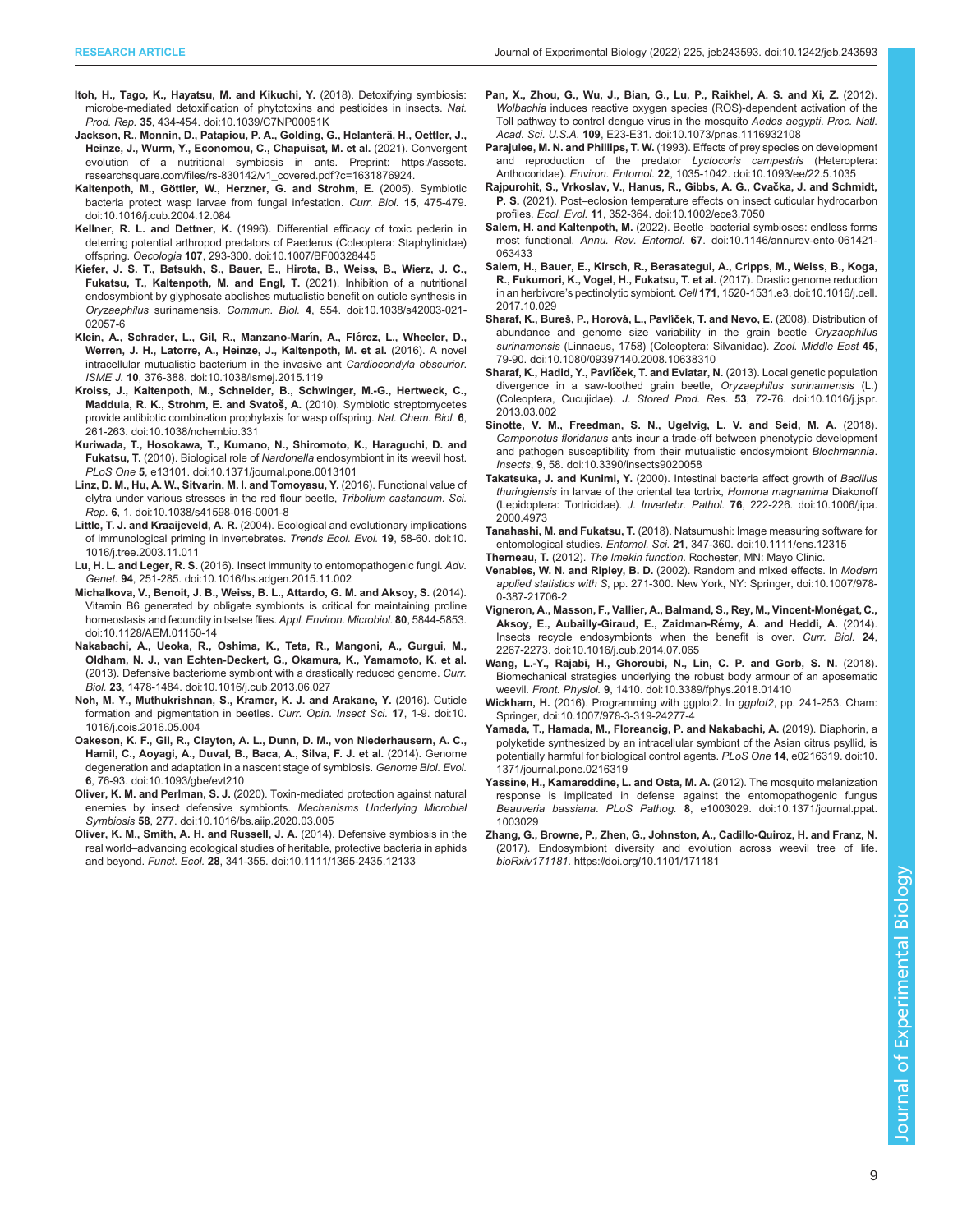**Itoh, H., Tago, K., Hayatsu, M. and Kikuchi, Y.** (2018). Detoxifying symbiosis: microbe-mediated detoxification of phytotoxins and pesticides in insects. *Nat. Prod. Rep.* **35**, 434-454. doi:10.1039/C7NP00051K

**Jackson, R., Monnin, D., Patapiou, P. A., Golding, G., Helanterä, H., Oettler, J., Heinze, J., Wurm, Y., Economou, C., Chapuisat, M. et al.** (2021). Convergent evolution of a nutritional symbiosis in ants. Preprint: https://assets.researchsquare.com/files/rs-830142/v1_covered.pdf?c=1631876924.

**Kaltenpoth, M., Göttler, W., Herzner, G. and Strohm, E.** (2005). Symbiotic bacteria protect wasp larvae from fungal infestation. *Curr. Biol.* **15**, 475-479. doi:10.1016/j.cub.2004.12.084

**Kellner, R. L. and Dettner, K.** (1996). Differential efficacy of toxic pederin in deterring potential arthropod predators of Paederus (Coleoptera: Staphylinidae) offspring. *Oecologia* **107**, 293-300. doi:10.1007/BF00328445

**Kiefer, J. S. T., Batsukh, S., Bauer, E., Hirota, B., Weiss, B., Wierz, J. C., Fukatsu, T., Kaltenpoth, M. and Engl, T.** (2021). Inhibition of a nutritional endosymbiont by glyphosate abolishes mutualistic benefit on cuticle synthesis in *Oryzaephilus* surinamensis. *Commun. Biol.* **4**, 554. doi:10.1038/s42003-021-02057-6

**Klein, A., Schrader, L., Gil, R., Manzano-Marín, A., Flórez, L., Wheeler, D., Werren, J. H., Latorre, A., Heinze, J., Kaltenpoth, M. et al.** (2016). A novel intracellular mutualistic bacterium in the invasive ant *Cardiocondyla obscurior*. *ISME J.* **10**, 376-388. doi:10.1038/ismej.2015.119

**Kroiss, J., Kaltenpoth, M., Schneider, B., Schwinger, M.-G., Hertweck, C., Maddula, R. K., Strohm, E. and Svatoš, A.** (2010). Symbiotic streptomycetes provide antibiotic combination prophylaxis for wasp offspring. *Nat. Chem. Biol.* **6**, 261-263. doi:10.1038/nchembio.331

**Kuriwada, T., Hosokawa, T., Kumano, N., Shiromoto, K., Haraguchi, D. and Fukatsu, T.** (2010). Biological role of *Nardonella* endosymbiont in its weevil host. *PLoS One* **5**, e13101. doi:10.1371/journal.pone.0013101

**Linz, D. M., Hu, A. W., Sitvarin, M. I. and Tomoyasu, Y.** (2016). Functional value of elytra under various stresses in the red flour beetle, *Tribolium castaneum*. *Sci. Rep.* **6**, 1. doi:10.1038/s41598-016-0001-8

**Little, T. J. and Kraaijeveld, A. R.** (2004). Ecological and evolutionary implications of immunological priming in invertebrates. *Trends Ecol. Evol.* **19**, 58-60. doi:10.1016/j.tree.2003.11.011

**Lu, H. L. and Leger, R. S.** (2016). Insect immunity to entomopathogenic fungi. *Adv. Genet.* **94**, 251-285. doi:10.1016/bs.adgen.2015.11.002

**Michalkova, V., Benoit, J. B., Weiss, B. L., Attardo, G. M. and Aksoy, S.** (2014). Vitamin B6 generated by obligate symbionts is critical for maintaining proline homeostasis and fecundity in tsetse flies. *Appl. Environ. Microbiol.* **80**, 5844-5853. doi:10.1128/AEM.01150-14

**Nakabachi, A., Ueoka, R., Oshima, K., Teta, R., Mangoni, A., Gurgui, M., Oldham, N. J., van Echten-Deckert, G., Okamura, K., Yamamoto, K. et al.** (2013). Defensive bacteriome symbiont with a drastically reduced genome. *Curr. Biol.* **23**, 1478-1484. doi:10.1016/j.cub.2013.06.027

**Noh, M. Y., Muthukrishnan, S., Kramer, K. J. and Arakane, Y.** (2016). Cuticle formation and pigmentation in beetles. *Curr. Opin. Insect Sci.* **17**, 1-9. doi:10.1016/j.cois.2016.05.004

**Oakeson, K. F., Gil, R., Clayton, A. L., Dunn, D. M., von Niederhausern, A. C., Hamil, C., Aoyagi, A., Duval, B., Baca, A., Silva, F. J. et al.** (2014). Genome degeneration and adaptation in a nascent stage of symbiosis. *Genome Biol. Evol.* **6**, 76-93. doi:10.1093/gbe/evt210

**Oliver, K. M. and Perlman, S. J.** (2020). Toxin-mediated protection against natural enemies by insect defensive symbionts. *Mechanisms Underlying Microbial Symbiosis* **58**, 277. doi:10.1016/bs.aiip.2020.03.005

**Oliver, K. M., Smith, A. H. and Russell, J. A.** (2014). Defensive symbiosis in the real world–advancing ecological studies of heritable, protective bacteria in aphids and beyond. *Funct. Ecol.* **28**, 341-355. doi:10.1111/1365-2435.12133

**Pan, X., Zhou, G., Wu, J., Bian, G., Lu, P., Raikhel, A. S. and Xi, Z.** (2012). *Wolbachia* induces reactive oxygen species (ROS)-dependent activation of the Toll pathway to control dengue virus in the mosquito *Aedes aegypti*. *Proc. Natl. Acad. Sci. U.S.A.* **109**, E23-E31. doi:10.1073/pnas.1116932108

**Parajulee, M. N. and Phillips, T. W.** (1993). Effects of prey species on development and reproduction of the predator *Lyctocoris campestris* (Heteroptera: Anthocoridae). *Environ. Entomol.* **22**, 1035-1042. doi:10.1093/ee/22.5.1035

**Rajpurohit, S., Vrkoslav, V., Hanus, R., Gibbs, A. G., Cvačka, J. and Schmidt, P. S.** (2021). Post–eclosion temperature effects on insect cuticular hydrocarbon profiles. *Ecol. Evol.* **11**, 352-364. doi:10.1002/ece3.7050

**Salem, H. and Kaltenpoth, M.** (2022). Beetle–bacterial symbioses: endless forms most functional. *Annu. Rev. Entomol.* **67**. doi:10.1146/annurev-ento-061421-063433

**Salem, H., Bauer, E., Kirsch, R., Berasategui, A., Cripps, M., Weiss, B., Koga, R., Fukumori, K., Vogel, H., Fukatsu, T. et al.** (2017). Drastic genome reduction in an herbivore's pectinolytic symbiont. *Cell* **171**, 1520-1531.e3. doi:10.1016/j.cell.2017.10.029

**Sharaf, K., Bureš, P., Horová, L., Pavlíček, T. and Nevo, E.** (2008). Distribution of abundance and genome size variability in the grain beetle *Oryzaephilus surinamensis* (Linnaeus, 1758) (Coleoptera: Silvanidae). *Zool. Middle East* **45**, 79-90. doi:10.1080/09397140.2008.10638310

**Sharaf, K., Hadid, Y., Pavlíček, T. and Eviatar, N.** (2013). Local genetic population divergence in a saw-toothed grain beetle, *Oryzaephilus surinamensis* (L.) (Coleoptera, Cucujidae). *J. Stored Prod. Res.* **53**, 72-76. doi:10.1016/j.jspr.2013.03.002

**Sinotte, V. M., Freedman, S. N., Ugelvig, L. V. and Seid, M. A.** (2018). *Camponotus floridanus* ants incur a trade-off between phenotypic development and pathogen susceptibility from their mutualistic endosymbiont *Blochmannia*. *Insects*, **9**, 58. doi:10.3390/insects9020058

**Takatsuka, J. and Kunimi, Y.** (2000). Intestinal bacteria affect growth of *Bacillus thuringiensis* in larvae of the oriental tea tortrix, *Homona magnanima* Diakonoff (Lepidoptera: Tortricidae). *J. Invertebr. Pathol.* **76**, 222-226. doi:10.1006/jipa.2000.4973

**Tanahashi, M. and Fukatsu, T.** (2018). Natsumushi: Image measuring software for entomological studies. *Entomol. Sci.* **21**, 347-360. doi:10.1111/ens.12315

**Therneau, T.** (2012). *The lmekin function*. Rochester, MN: Mayo Clinic.

**Venables, W. N. and Ripley, B. D.** (2002). Random and mixed effects. In *Modern applied statistics with S*, pp. 271-300. New York, NY: Springer, doi:10.1007/978-0-387-21706-2

**Vigneron, A., Masson, F., Vallier, A., Balmand, S., Rey, M., Vincent-Monégat, C., Aksoy, E., Aubailly-Giraud, E., Zaidman-Rémy, A. and Heddi, A.** (2014). Insects recycle endosymbionts when the benefit is over. *Curr. Biol.* **24**, 2267-2273. doi:10.1016/j.cub.2014.07.065

**Wang, L.-Y., Rajabi, H., Ghoroubi, N., Lin, C. P. and Gorb, S. N.** (2018). Biomechanical strategies underlying the robust body armour of an aposematic weevil. *Front. Physiol.* **9**, 1410. doi:10.3389/fphys.2018.01410

**Wickham, H.** (2016). Programming with ggplot2. In *ggplot2*, pp. 241-253. Cham: Springer, doi:10.1007/978-3-319-24277-4

**Yamada, T., Hamada, M., Floreancig, P. and Nakabachi, A.** (2019). Diaphorin, a polyketide synthesized by an intracellular symbiont of the Asian citrus psyllid, is potentially harmful for biological control agents. *PLoS One* **14**, e0216319. doi:10.1371/journal.pone.0216319

**Yassine, H., Kamareddine, L. and Osta, M. A.** (2012). The mosquito melanization response is implicated in defense against the entomopathogenic fungus *Beauveria bassiana*. *PLoS Pathog.* **8**, e1003029. doi:10.1371/journal.ppat.1003029

**Zhang, G., Browne, P., Zhen, G., Johnston, A., Cadillo-Quiroz, H. and Franz, N.** (2017). Endosymbiont diversity and evolution across weevil tree of life. *bioRxiv171181*. https://doi.org/10.1101/171181